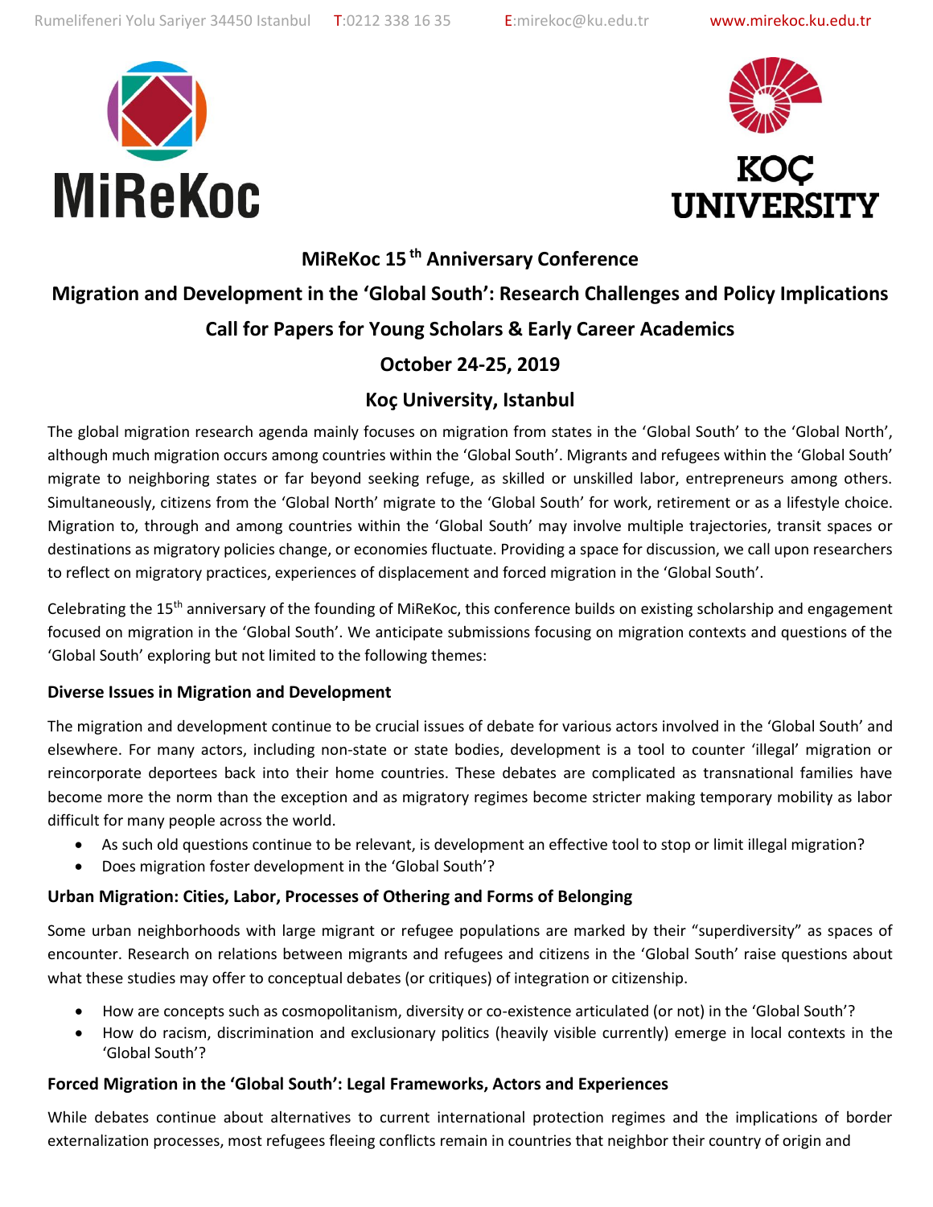Rumelifeneri Yolu Sariyer 34450 Istanbul T:0212 338 16 35 E:mirekoc@ku.edu.tr www.mirekoc.ku.edu.tr

MiReKoc

KOÇ UNIVERSITY

# MiReKoc 15th Anniversary Conference

# Migration and Development in the 'Global South': Research Challenges and Policy Implications

## Call for Papers for Young Scholars & Early Career Academics

## October 24-25, 2019

## Koç University, Istanbul

The global migration research agenda mainly focuses on migration from states in the 'Global South' to the 'Global North', although much migration occurs among countries within the 'Global South'. Migrants and refugees within the 'Global South' migrate to neighboring states or far beyond seeking refuge, as skilled or unskilled labor, entrepreneurs among others. Simultaneously, citizens from the 'Global North' migrate to the 'Global South' for work, retirement or as a lifestyle choice. Migration to, through and among countries within the 'Global South' may involve multiple trajectories, transit spaces or destinations as migratory policies change, or economies fluctuate. Providing a space for discussion, we call upon researchers to reflect on migratory practices, experiences of displacement and forced migration in the 'Global South'.

Celebrating the 15th anniversary of the founding of MiReKoc, this conference builds on existing scholarship and engagement focused on migration in the 'Global South'. We anticipate submissions focusing on migration contexts and questions of the 'Global South' exploring but not limited to the following themes:

### Diverse Issues in Migration and Development

The migration and development continue to be crucial issues of debate for various actors involved in the 'Global South' and elsewhere. For many actors, including non-state or state bodies, development is a tool to counter 'illegal' migration or reincorporate deportees back into their home countries. These debates are complicated as transnational families have become more the norm than the exception and as migratory regimes become stricter making temporary mobility as labor difficult for many people across the world.

- As such old questions continue to be relevant, is development an effective tool to stop or limit illegal migration?
- Does migration foster development in the 'Global South'?

### Urban Migration: Cities, Labor, Processes of Othering and Forms of Belonging

Some urban neighborhoods with large migrant or refugee populations are marked by their "superdiversity" as spaces of encounter. Research on relations between migrants and refugees and citizens in the 'Global South' raise questions about what these studies may offer to conceptual debates (or critiques) of integration or citizenship.

- How are concepts such as cosmopolitanism, diversity or co-existence articulated (or not) in the 'Global South'?
- How do racism, discrimination and exclusionary politics (heavily visible currently) emerge in local contexts in the 'Global South'?

### Forced Migration in the 'Global South': Legal Frameworks, Actors and Experiences

While debates continue about alternatives to current international protection regimes and the implications of border externalization processes, most refugees fleeing conflicts remain in countries that neighbor their country of origin and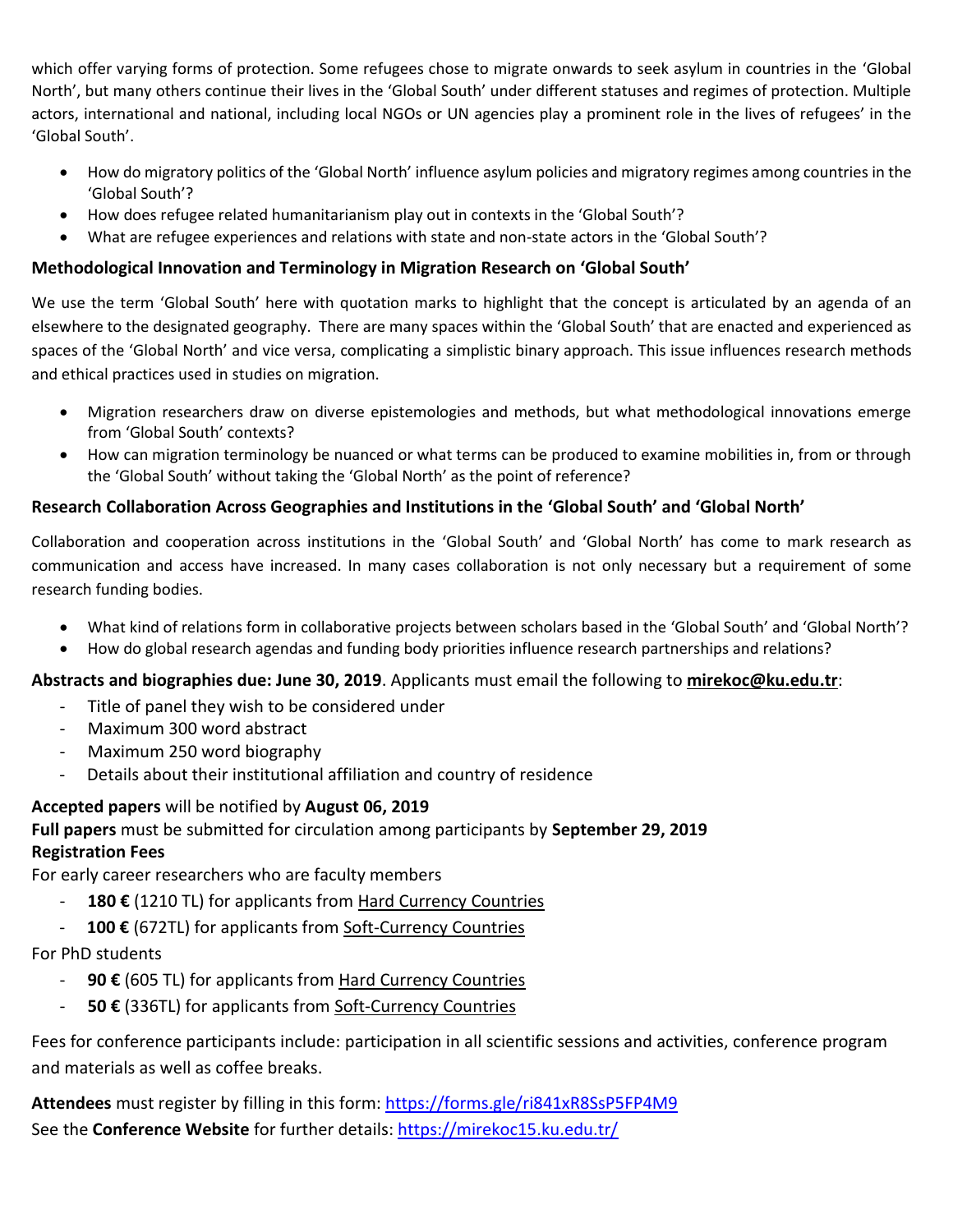which offer varying forms of protection. Some refugees chose to migrate onwards to seek asylum in countries in the 'Global North', but many others continue their lives in the 'Global South' under different statuses and regimes of protection. Multiple actors, international and national, including local NGOs or UN agencies play a prominent role in the lives of refugees' in the 'Global South'.

- How do migratory politics of the 'Global North' influence asylum policies and migratory regimes among countries in the 'Global South'?
- How does refugee related humanitarianism play out in contexts in the 'Global South'?
- What are refugee experiences and relations with state and non-state actors in the 'Global South'?

**Methodological Innovation and Terminology in Migration Research on 'Global South'**

We use the term 'Global South' here with quotation marks to highlight that the concept is articulated by an agenda of an elsewhere to the designated geography. There are many spaces within the 'Global South' that are enacted and experienced as spaces of the 'Global North' and vice versa, complicating a simplistic binary approach. This issue influences research methods and ethical practices used in studies on migration.

- Migration researchers draw on diverse epistemologies and methods, but what methodological innovations emerge from 'Global South' contexts?
- How can migration terminology be nuanced or what terms can be produced to examine mobilities in, from or through the 'Global South' without taking the 'Global North' as the point of reference?

**Research Collaboration Across Geographies and Institutions in the 'Global South' and 'Global North'**

Collaboration and cooperation across institutions in the 'Global South' and 'Global North' has come to mark research as communication and access have increased. In many cases collaboration is not only necessary but a requirement of some research funding bodies.

- What kind of relations form in collaborative projects between scholars based in the 'Global South' and 'Global North'?
- How do global research agendas and funding body priorities influence research partnerships and relations?

**Abstracts and biographies due: June 30, 2019**. Applicants must email the following to **mirekoc@ku.edu.tr**:

- Title of panel they wish to be considered under
- Maximum 300 word abstract
- Maximum 250 word biography
- Details about their institutional affiliation and country of residence

**Accepted papers** will be notified by **August 06, 2019**

**Full papers** must be submitted for circulation among participants by **September 29, 2019**

**Registration Fees**

For early career researchers who are faculty members

- **180 €** (1210 TL) for applicants from Hard Currency Countries
- **100 €** (672TL) for applicants from Soft-Currency Countries

For PhD students

- **90 €** (605 TL) for applicants from Hard Currency Countries
- **50 €** (336TL) for applicants from Soft-Currency Countries

Fees for conference participants include: participation in all scientific sessions and activities, conference program and materials as well as coffee breaks.

**Attendees** must register by filling in this form: https://forms.gle/ri841xR8SsP5FP4M9

See the **Conference Website** for further details: https://mirekoc15.ku.edu.tr/